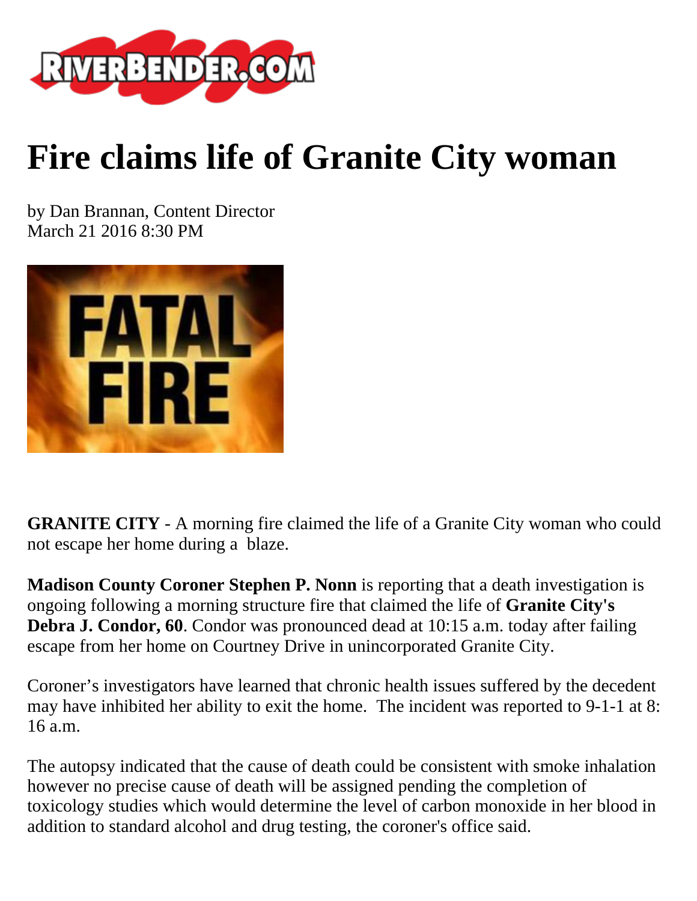# Fire claims life of Granite City woman

by Dan Brannan, Content Director
March 21 2016 8:30 PM

**GRANITE CITY** - A morning fire claimed the life of a Granite City woman who could not escape her home during a blaze.

**Madison County Coroner Stephen P. Nonn** is reporting that a death investigation is ongoing following a morning structure fire that claimed the life of **Granite City's Debra J. Condor, 60**. Condor was pronounced dead at 10:15 a.m. today after failing escape from her home on Courtney Drive in unincorporated Granite City.

Coroner's investigators have learned that chronic health issues suffered by the decedent may have inhibited her ability to exit the home. The incident was reported to 9-1-1 at 8:16 a.m.

The autopsy indicated that the cause of death could be consistent with smoke inhalation however no precise cause of death will be assigned pending the completion of toxicology studies which would determine the level of carbon monoxide in her blood in addition to standard alcohol and drug testing, the coroner's office said.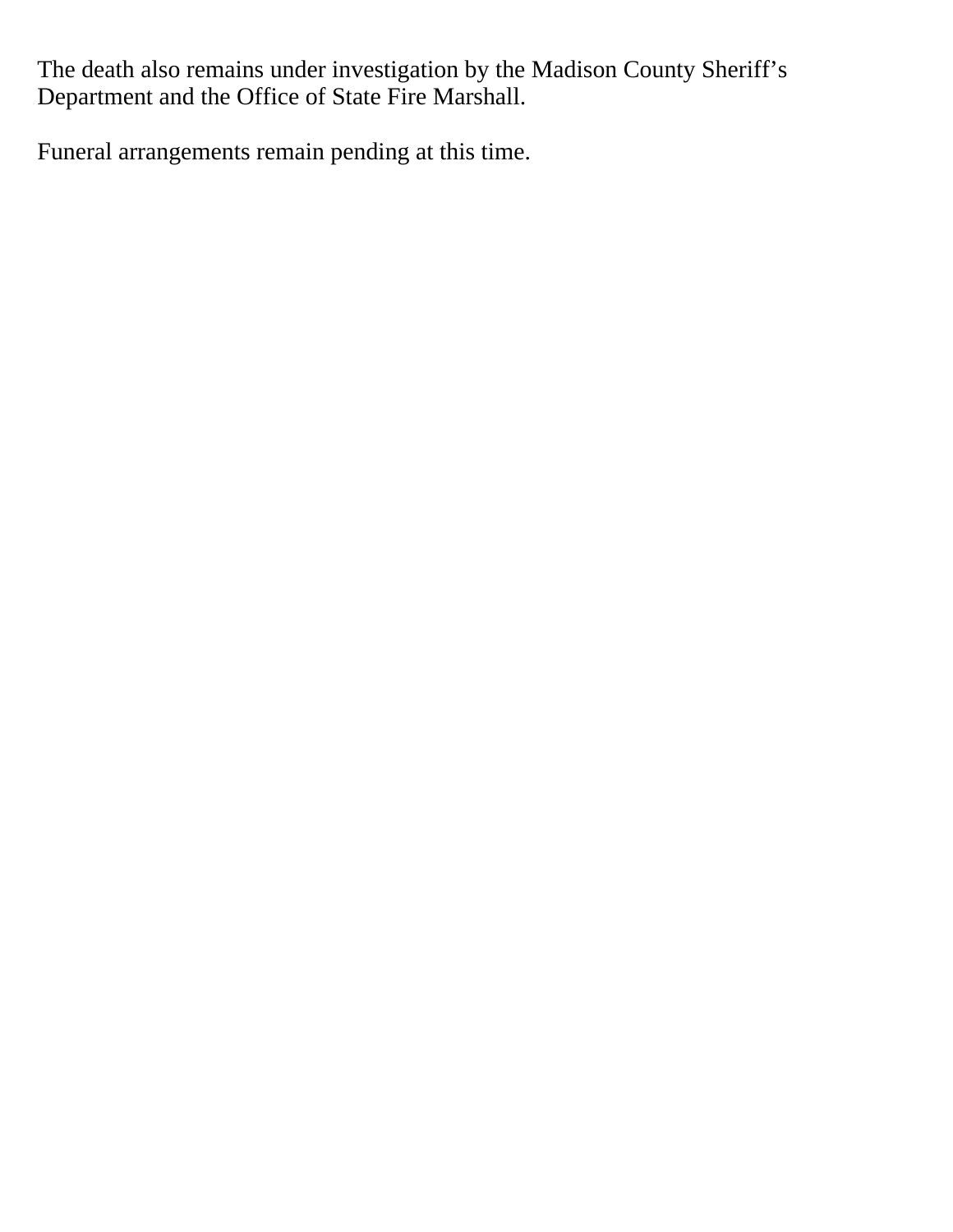The death also remains under investigation by the Madison County Sheriff's Department and the Office of State Fire Marshall.

Funeral arrangements remain pending at this time.